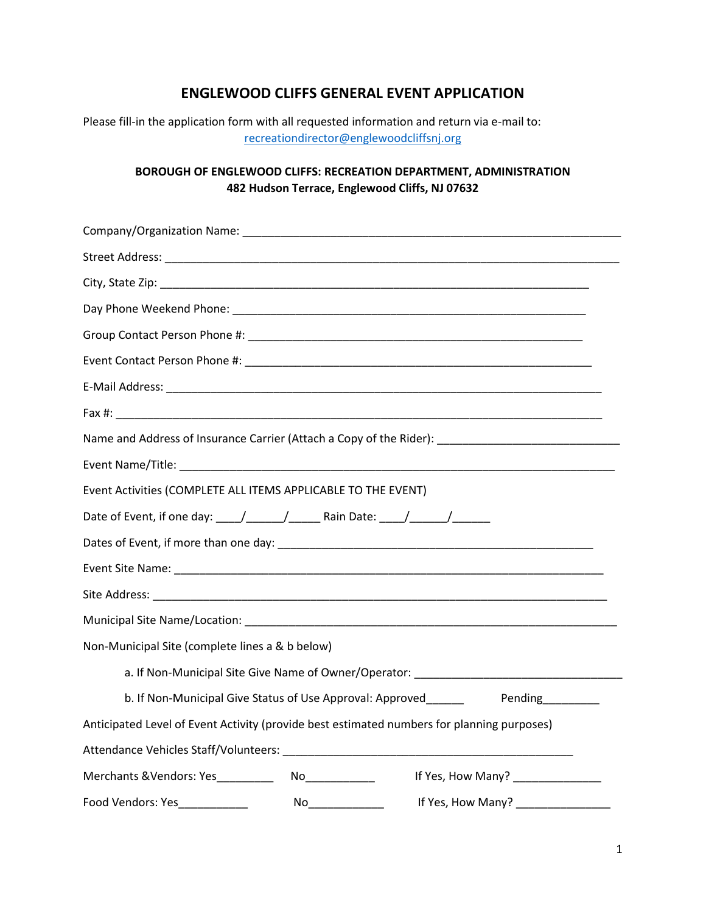# ENGLEWOOD CLIFFS GENERAL EVENT APPLICATION

Please fill-in the application form with all requested information and return via e-mail to:
recreationdirector@englewoodcliffsnj.org

**BOROUGH OF ENGLEWOOD CLIFFS: RECREATION DEPARTMENT, ADMINISTRATION**
**482 Hudson Terrace, Englewood Cliffs, NJ 07632**

Company/Organization Name: ____________________________________________________________

Street Address: ________________________________________________________________________

City, State Zip: _____________________________________________________________________

Day Phone Weekend Phone: ______________________________________________________

Group Contact Person Phone #: ___________________________________________________

Event Contact Person Phone #: ____________________________________________________

E-Mail Address: ______________________________________________________________________

Fax #: _______________________________________________________________________________

Name and Address of Insurance Carrier (Attach a Copy of the Rider): _____________________________

Event Name/Title: ____________________________________________________________________

Event Activities (COMPLETE ALL ITEMS APPLICABLE TO THE EVENT)

Date of Event, if one day: ____/______/_____ Rain Date: ____/______/______

Dates of Event, if more than one day: ____________________________________________________

Event Site Name: _____________________________________________________________________

Site Address: _________________________________________________________________________

Municipal Site Name/Location: ____________________________________________________________

Non-Municipal Site (complete lines a & b below)

a. If Non-Municipal Site Give Name of Owner/Operator: _________________________________

b. If Non-Municipal Give Status of Use Approval: Approved______ Pending_________

Anticipated Level of Event Activity (provide best estimated numbers for planning purposes)

Attendance Vehicles Staff/Volunteers: _______________________________________________

Merchants &Vendors: Yes_________ No___________ If Yes, How Many? ______________

Food Vendors: Yes___________ No____________ If Yes, How Many? _______________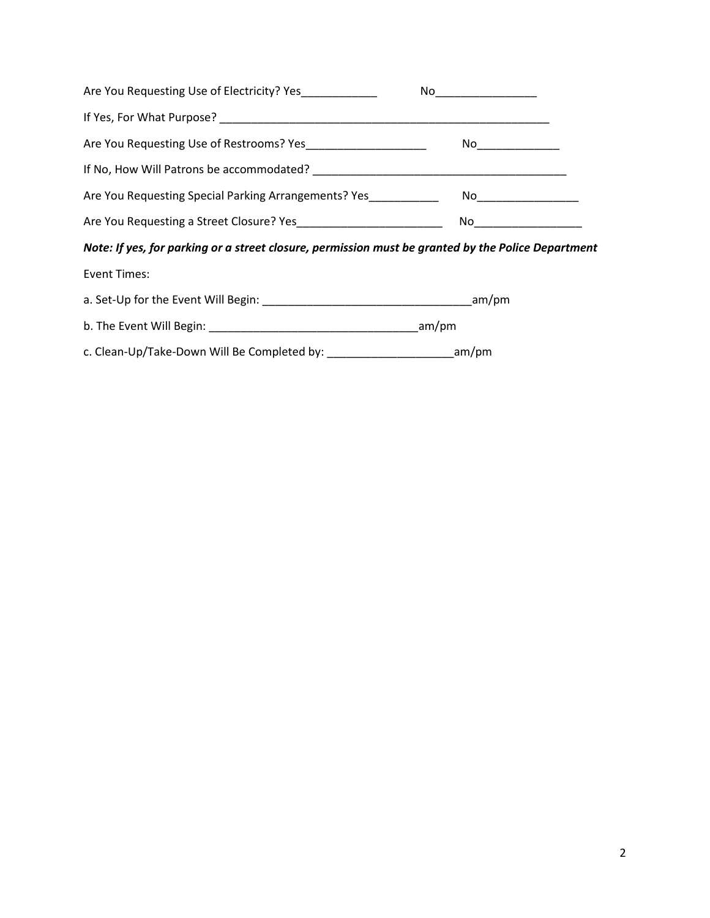Are You Requesting Use of Electricity? Yes____________ No________________

If Yes, For What Purpose? ______________________________________________________

Are You Requesting Use of Restrooms? Yes___________________ No_____________

If No, How Will Patrons be accommodated? _________________________________________

Are You Requesting Special Parking Arrangements? Yes___________ No________________

Are You Requesting a Street Closure? Yes_______________________ No_________________

***Note: If yes, for parking or a street closure, permission must be granted by the Police Department***

Event Times:

a. Set-Up for the Event Will Begin: _________________________________am/pm

b. The Event Will Begin: _________________________________am/pm

c. Clean-Up/Take-Down Will Be Completed by: ___________________am/pm